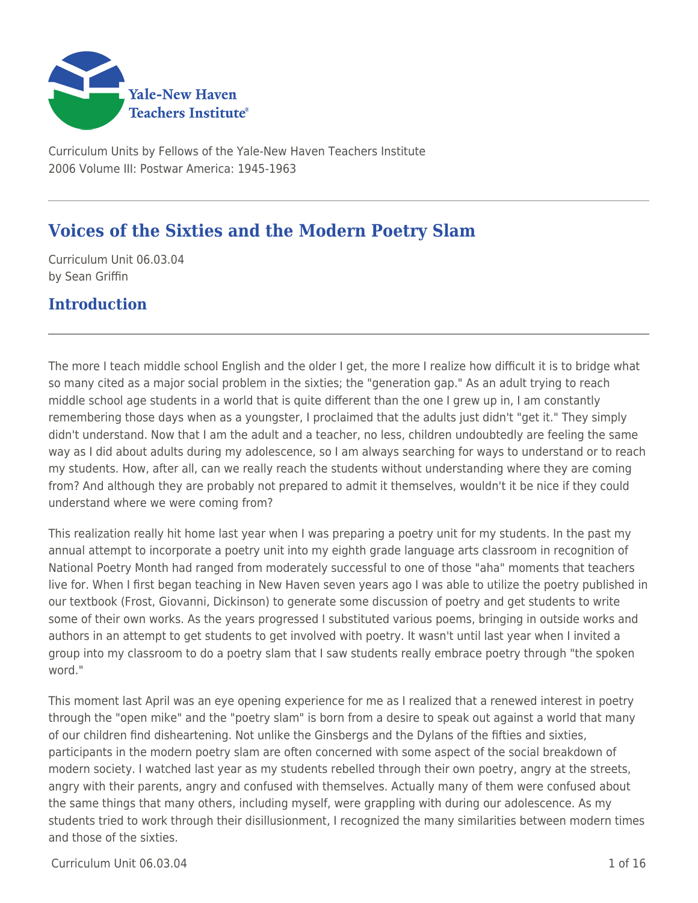Curriculum Units by Fellows of the Yale-New Haven Teachers Institute
2006 Volume III: Postwar America: 1945-1963

# Voices of the Sixties and the Modern Poetry Slam

Curriculum Unit 06.03.04
by Sean Griffin

## Introduction

The more I teach middle school English and the older I get, the more I realize how difficult it is to bridge what so many cited as a major social problem in the sixties; the "generation gap." As an adult trying to reach middle school age students in a world that is quite different than the one I grew up in, I am constantly remembering those days when as a youngster, I proclaimed that the adults just didn't "get it." They simply didn't understand. Now that I am the adult and a teacher, no less, children undoubtedly are feeling the same way as I did about adults during my adolescence, so I am always searching for ways to understand or to reach my students. How, after all, can we really reach the students without understanding where they are coming from? And although they are probably not prepared to admit it themselves, wouldn't it be nice if they could understand where we were coming from?

This realization really hit home last year when I was preparing a poetry unit for my students. In the past my annual attempt to incorporate a poetry unit into my eighth grade language arts classroom in recognition of National Poetry Month had ranged from moderately successful to one of those "aha" moments that teachers live for. When I first began teaching in New Haven seven years ago I was able to utilize the poetry published in our textbook (Frost, Giovanni, Dickinson) to generate some discussion of poetry and get students to write some of their own works. As the years progressed I substituted various poems, bringing in outside works and authors in an attempt to get students to get involved with poetry. It wasn't until last year when I invited a group into my classroom to do a poetry slam that I saw students really embrace poetry through "the spoken word."

This moment last April was an eye opening experience for me as I realized that a renewed interest in poetry through the "open mike" and the "poetry slam" is born from a desire to speak out against a world that many of our children find disheartening. Not unlike the Ginsbergs and the Dylans of the fifties and sixties, participants in the modern poetry slam are often concerned with some aspect of the social breakdown of modern society. I watched last year as my students rebelled through their own poetry, angry at the streets, angry with their parents, angry and confused with themselves. Actually many of them were confused about the same things that many others, including myself, were grappling with during our adolescence. As my students tried to work through their disillusionment, I recognized the many similarities between modern times and those of the sixties.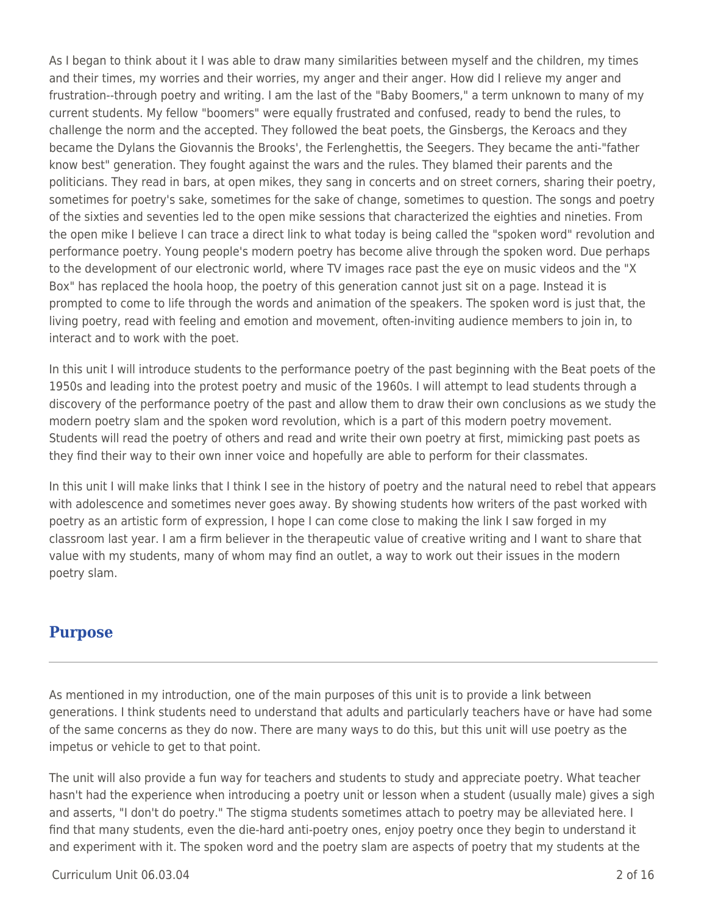As I began to think about it I was able to draw many similarities between myself and the children, my times and their times, my worries and their worries, my anger and their anger. How did I relieve my anger and frustration--through poetry and writing. I am the last of the "Baby Boomers," a term unknown to many of my current students. My fellow "boomers" were equally frustrated and confused, ready to bend the rules, to challenge the norm and the accepted. They followed the beat poets, the Ginsbergs, the Keroacs and they became the Dylans the Giovannis the Brooks', the Ferlenghettis, the Seegers. They became the anti-"father know best" generation. They fought against the wars and the rules. They blamed their parents and the politicians. They read in bars, at open mikes, they sang in concerts and on street corners, sharing their poetry, sometimes for poetry's sake, sometimes for the sake of change, sometimes to question. The songs and poetry of the sixties and seventies led to the open mike sessions that characterized the eighties and nineties. From the open mike I believe I can trace a direct link to what today is being called the "spoken word" revolution and performance poetry. Young people's modern poetry has become alive through the spoken word. Due perhaps to the development of our electronic world, where TV images race past the eye on music videos and the "X Box" has replaced the hoola hoop, the poetry of this generation cannot just sit on a page. Instead it is prompted to come to life through the words and animation of the speakers. The spoken word is just that, the living poetry, read with feeling and emotion and movement, often-inviting audience members to join in, to interact and to work with the poet.

In this unit I will introduce students to the performance poetry of the past beginning with the Beat poets of the 1950s and leading into the protest poetry and music of the 1960s. I will attempt to lead students through a discovery of the performance poetry of the past and allow them to draw their own conclusions as we study the modern poetry slam and the spoken word revolution, which is a part of this modern poetry movement. Students will read the poetry of others and read and write their own poetry at first, mimicking past poets as they find their way to their own inner voice and hopefully are able to perform for their classmates.

In this unit I will make links that I think I see in the history of poetry and the natural need to rebel that appears with adolescence and sometimes never goes away. By showing students how writers of the past worked with poetry as an artistic form of expression, I hope I can come close to making the link I saw forged in my classroom last year. I am a firm believer in the therapeutic value of creative writing and I want to share that value with my students, many of whom may find an outlet, a way to work out their issues in the modern poetry slam.

## Purpose

As mentioned in my introduction, one of the main purposes of this unit is to provide a link between generations. I think students need to understand that adults and particularly teachers have or have had some of the same concerns as they do now. There are many ways to do this, but this unit will use poetry as the impetus or vehicle to get to that point.

The unit will also provide a fun way for teachers and students to study and appreciate poetry. What teacher hasn't had the experience when introducing a poetry unit or lesson when a student (usually male) gives a sigh and asserts, "I don't do poetry." The stigma students sometimes attach to poetry may be alleviated here. I find that many students, even the die-hard anti-poetry ones, enjoy poetry once they begin to understand it and experiment with it. The spoken word and the poetry slam are aspects of poetry that my students at the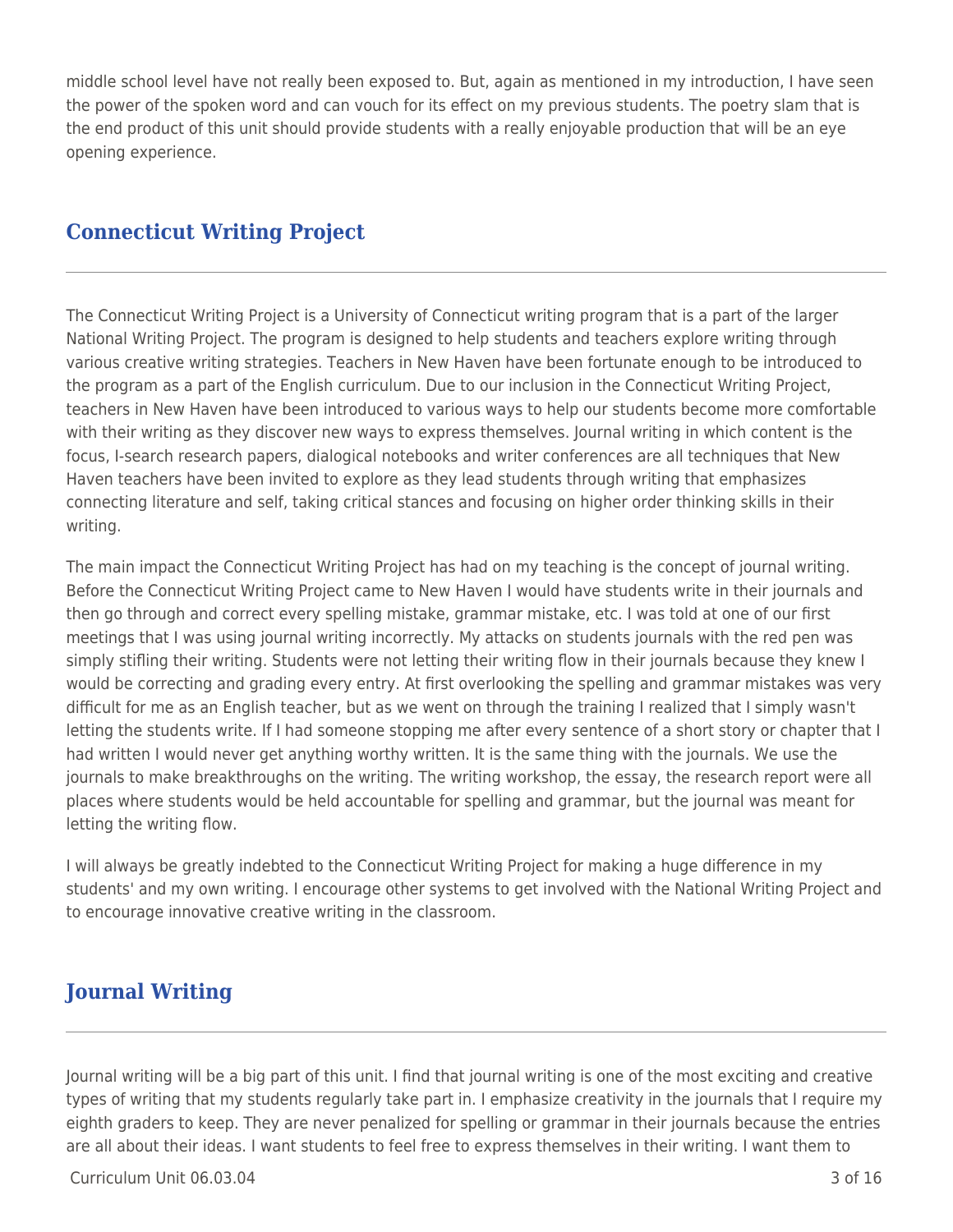middle school level have not really been exposed to. But, again as mentioned in my introduction, I have seen the power of the spoken word and can vouch for its effect on my previous students. The poetry slam that is the end product of this unit should provide students with a really enjoyable production that will be an eye opening experience.

## Connecticut Writing Project

The Connecticut Writing Project is a University of Connecticut writing program that is a part of the larger National Writing Project. The program is designed to help students and teachers explore writing through various creative writing strategies. Teachers in New Haven have been fortunate enough to be introduced to the program as a part of the English curriculum. Due to our inclusion in the Connecticut Writing Project, teachers in New Haven have been introduced to various ways to help our students become more comfortable with their writing as they discover new ways to express themselves. Journal writing in which content is the focus, I-search research papers, dialogical notebooks and writer conferences are all techniques that New Haven teachers have been invited to explore as they lead students through writing that emphasizes connecting literature and self, taking critical stances and focusing on higher order thinking skills in their writing.

The main impact the Connecticut Writing Project has had on my teaching is the concept of journal writing. Before the Connecticut Writing Project came to New Haven I would have students write in their journals and then go through and correct every spelling mistake, grammar mistake, etc. I was told at one of our first meetings that I was using journal writing incorrectly. My attacks on students journals with the red pen was simply stifling their writing. Students were not letting their writing flow in their journals because they knew I would be correcting and grading every entry. At first overlooking the spelling and grammar mistakes was very difficult for me as an English teacher, but as we went on through the training I realized that I simply wasn't letting the students write. If I had someone stopping me after every sentence of a short story or chapter that I had written I would never get anything worthy written. It is the same thing with the journals. We use the journals to make breakthroughs on the writing. The writing workshop, the essay, the research report were all places where students would be held accountable for spelling and grammar, but the journal was meant for letting the writing flow.

I will always be greatly indebted to the Connecticut Writing Project for making a huge difference in my students' and my own writing. I encourage other systems to get involved with the National Writing Project and to encourage innovative creative writing in the classroom.

## Journal Writing

Journal writing will be a big part of this unit. I find that journal writing is one of the most exciting and creative types of writing that my students regularly take part in. I emphasize creativity in the journals that I require my eighth graders to keep. They are never penalized for spelling or grammar in their journals because the entries are all about their ideas. I want students to feel free to express themselves in their writing. I want them to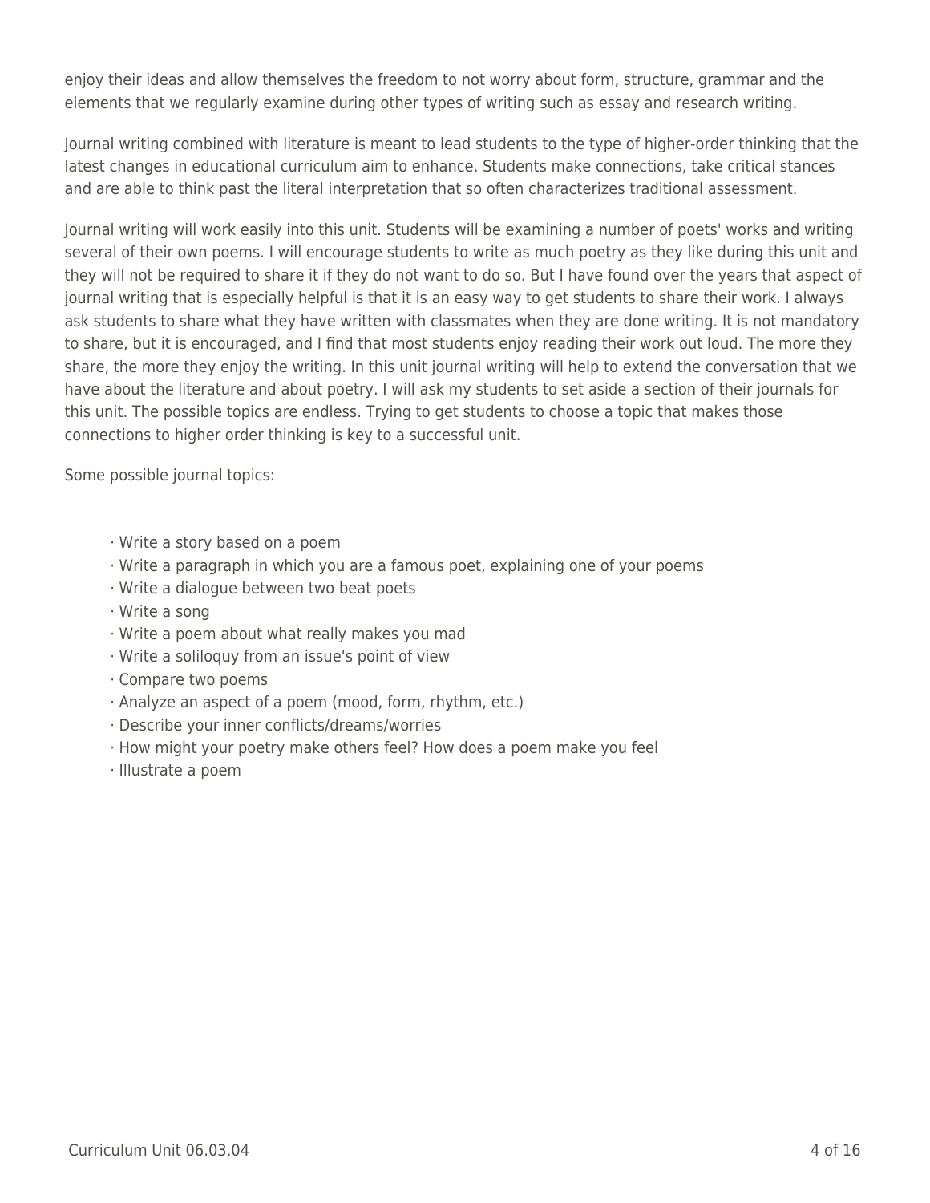enjoy their ideas and allow themselves the freedom to not worry about form, structure, grammar and the elements that we regularly examine during other types of writing such as essay and research writing.

Journal writing combined with literature is meant to lead students to the type of higher-order thinking that the latest changes in educational curriculum aim to enhance. Students make connections, take critical stances and are able to think past the literal interpretation that so often characterizes traditional assessment.

Journal writing will work easily into this unit. Students will be examining a number of poets' works and writing several of their own poems. I will encourage students to write as much poetry as they like during this unit and they will not be required to share it if they do not want to do so. But I have found over the years that aspect of journal writing that is especially helpful is that it is an easy way to get students to share their work. I always ask students to share what they have written with classmates when they are done writing. It is not mandatory to share, but it is encouraged, and I find that most students enjoy reading their work out loud. The more they share, the more they enjoy the writing. In this unit journal writing will help to extend the conversation that we have about the literature and about poetry. I will ask my students to set aside a section of their journals for this unit. The possible topics are endless. Trying to get students to choose a topic that makes those connections to higher order thinking is key to a successful unit.

Some possible journal topics:

- Write a story based on a poem
- Write a paragraph in which you are a famous poet, explaining one of your poems
- Write a dialogue between two beat poets
- Write a song
- Write a poem about what really makes you mad
- Write a soliloquy from an issue's point of view
- Compare two poems
- Analyze an aspect of a poem (mood, form, rhythm, etc.)
- Describe your inner conflicts/dreams/worries
- How might your poetry make others feel? How does a poem make you feel
- Illustrate a poem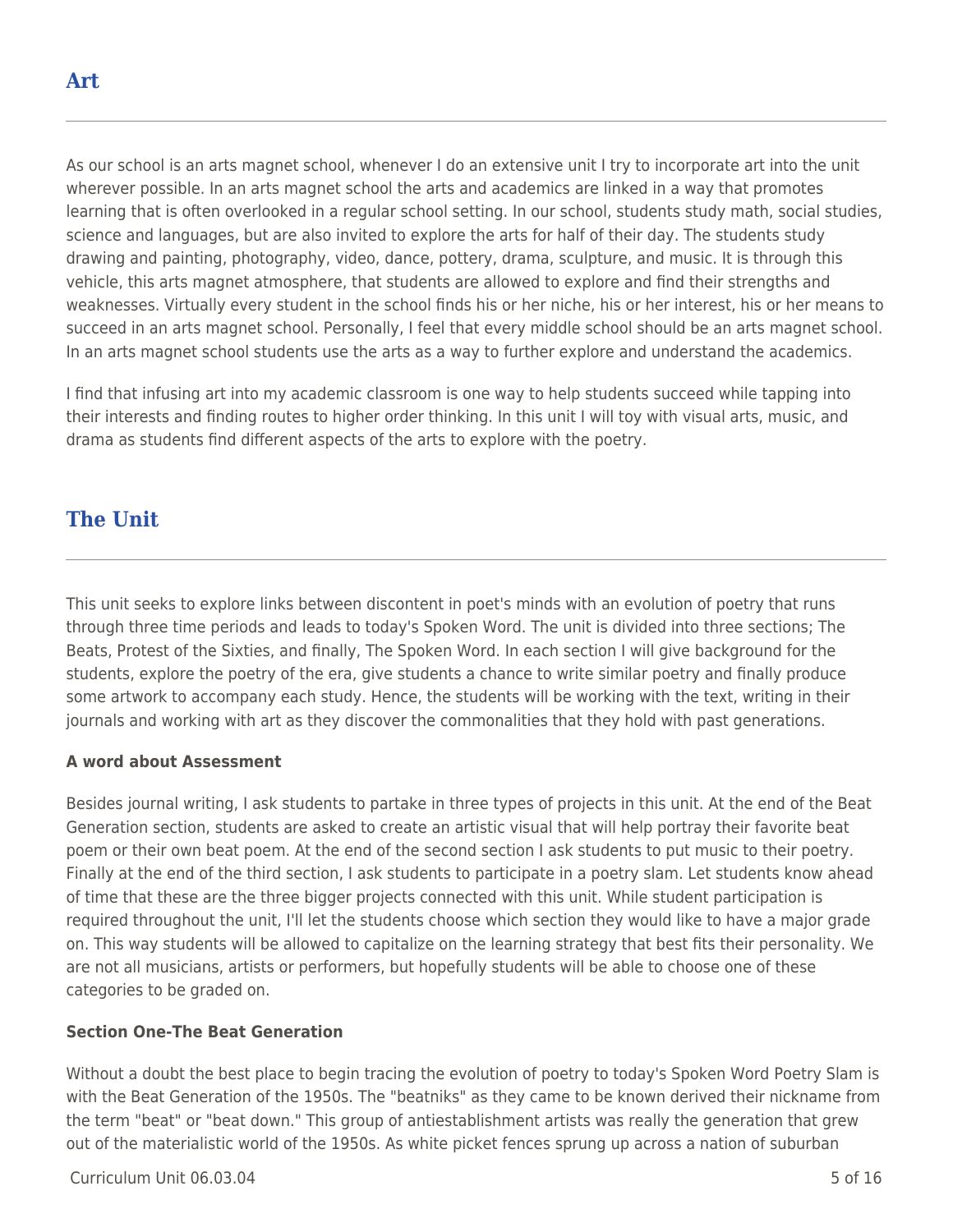## Art

As our school is an arts magnet school, whenever I do an extensive unit I try to incorporate art into the unit wherever possible. In an arts magnet school the arts and academics are linked in a way that promotes learning that is often overlooked in a regular school setting. In our school, students study math, social studies, science and languages, but are also invited to explore the arts for half of their day. The students study drawing and painting, photography, video, dance, pottery, drama, sculpture, and music. It is through this vehicle, this arts magnet atmosphere, that students are allowed to explore and find their strengths and weaknesses. Virtually every student in the school finds his or her niche, his or her interest, his or her means to succeed in an arts magnet school. Personally, I feel that every middle school should be an arts magnet school. In an arts magnet school students use the arts as a way to further explore and understand the academics.

I find that infusing art into my academic classroom is one way to help students succeed while tapping into their interests and finding routes to higher order thinking. In this unit I will toy with visual arts, music, and drama as students find different aspects of the arts to explore with the poetry.

## The Unit

This unit seeks to explore links between discontent in poet's minds with an evolution of poetry that runs through three time periods and leads to today's Spoken Word. The unit is divided into three sections; The Beats, Protest of the Sixties, and finally, The Spoken Word. In each section I will give background for the students, explore the poetry of the era, give students a chance to write similar poetry and finally produce some artwork to accompany each study. Hence, the students will be working with the text, writing in their journals and working with art as they discover the commonalities that they hold with past generations.

**A word about Assessment**

Besides journal writing, I ask students to partake in three types of projects in this unit. At the end of the Beat Generation section, students are asked to create an artistic visual that will help portray their favorite beat poem or their own beat poem. At the end of the second section I ask students to put music to their poetry. Finally at the end of the third section, I ask students to participate in a poetry slam. Let students know ahead of time that these are the three bigger projects connected with this unit. While student participation is required throughout the unit, I'll let the students choose which section they would like to have a major grade on. This way students will be allowed to capitalize on the learning strategy that best fits their personality. We are not all musicians, artists or performers, but hopefully students will be able to choose one of these categories to be graded on.

**Section One-The Beat Generation**

Without a doubt the best place to begin tracing the evolution of poetry to today's Spoken Word Poetry Slam is with the Beat Generation of the 1950s. The "beatniks" as they came to be known derived their nickname from the term "beat" or "beat down." This group of antiestablishment artists was really the generation that grew out of the materialistic world of the 1950s. As white picket fences sprung up across a nation of suburban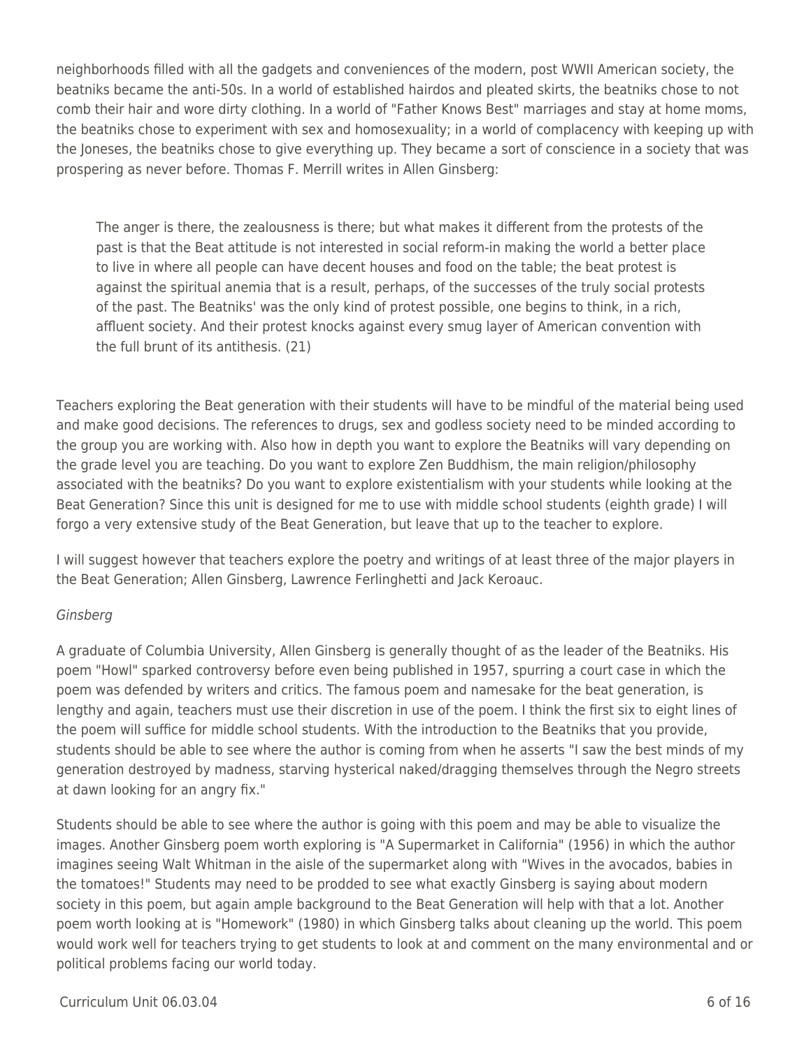neighborhoods filled with all the gadgets and conveniences of the modern, post WWII American society, the beatniks became the anti-50s. In a world of established hairdos and pleated skirts, the beatniks chose to not comb their hair and wore dirty clothing. In a world of "Father Knows Best" marriages and stay at home moms, the beatniks chose to experiment with sex and homosexuality; in a world of complacency with keeping up with the Joneses, the beatniks chose to give everything up. They became a sort of conscience in a society that was prospering as never before. Thomas F. Merrill writes in Allen Ginsberg:

> The anger is there, the zealousness is there; but what makes it different from the protests of the past is that the Beat attitude is not interested in social reform-in making the world a better place to live in where all people can have decent houses and food on the table; the beat protest is against the spiritual anemia that is a result, perhaps, of the successes of the truly social protests of the past. The Beatniks' was the only kind of protest possible, one begins to think, in a rich, affluent society. And their protest knocks against every smug layer of American convention with the full brunt of its antithesis. (21)

Teachers exploring the Beat generation with their students will have to be mindful of the material being used and make good decisions. The references to drugs, sex and godless society need to be minded according to the group you are working with. Also how in depth you want to explore the Beatniks will vary depending on the grade level you are teaching. Do you want to explore Zen Buddhism, the main religion/philosophy associated with the beatniks? Do you want to explore existentialism with your students while looking at the Beat Generation? Since this unit is designed for me to use with middle school students (eighth grade) I will forgo a very extensive study of the Beat Generation, but leave that up to the teacher to explore.

I will suggest however that teachers explore the poetry and writings of at least three of the major players in the Beat Generation; Allen Ginsberg, Lawrence Ferlinghetti and Jack Keroauc.

*Ginsberg*

A graduate of Columbia University, Allen Ginsberg is generally thought of as the leader of the Beatniks. His poem "Howl" sparked controversy before even being published in 1957, spurring a court case in which the poem was defended by writers and critics. The famous poem and namesake for the beat generation, is lengthy and again, teachers must use their discretion in use of the poem. I think the first six to eight lines of the poem will suffice for middle school students. With the introduction to the Beatniks that you provide, students should be able to see where the author is coming from when he asserts "I saw the best minds of my generation destroyed by madness, starving hysterical naked/dragging themselves through the Negro streets at dawn looking for an angry fix."

Students should be able to see where the author is going with this poem and may be able to visualize the images. Another Ginsberg poem worth exploring is "A Supermarket in California" (1956) in which the author imagines seeing Walt Whitman in the aisle of the supermarket along with "Wives in the avocados, babies in the tomatoes!" Students may need to be prodded to see what exactly Ginsberg is saying about modern society in this poem, but again ample background to the Beat Generation will help with that a lot. Another poem worth looking at is "Homework" (1980) in which Ginsberg talks about cleaning up the world. This poem would work well for teachers trying to get students to look at and comment on the many environmental and or political problems facing our world today.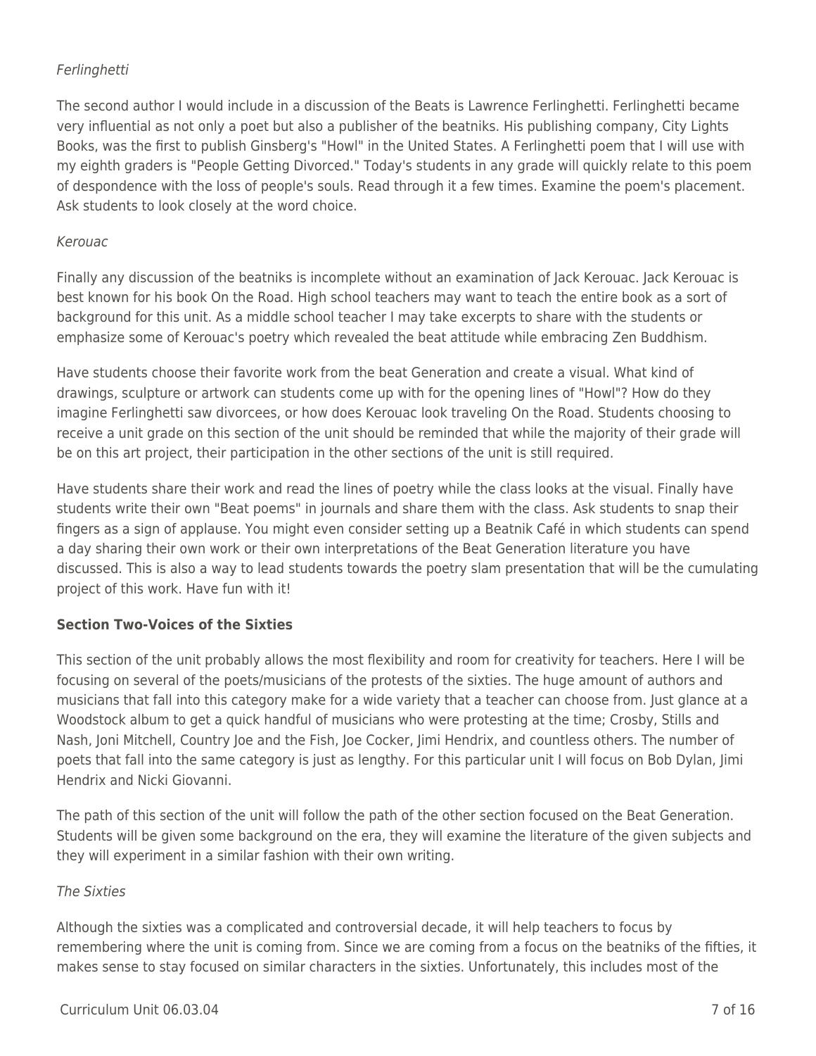*Ferlinghetti*

The second author I would include in a discussion of the Beats is Lawrence Ferlinghetti. Ferlinghetti became very influential as not only a poet but also a publisher of the beatniks. His publishing company, City Lights Books, was the first to publish Ginsberg's "Howl" in the United States. A Ferlinghetti poem that I will use with my eighth graders is "People Getting Divorced." Today's students in any grade will quickly relate to this poem of despondence with the loss of people's souls. Read through it a few times. Examine the poem's placement. Ask students to look closely at the word choice.

*Kerouac*

Finally any discussion of the beatniks is incomplete without an examination of Jack Kerouac. Jack Kerouac is best known for his book On the Road. High school teachers may want to teach the entire book as a sort of background for this unit. As a middle school teacher I may take excerpts to share with the students or emphasize some of Kerouac's poetry which revealed the beat attitude while embracing Zen Buddhism.

Have students choose their favorite work from the beat Generation and create a visual. What kind of drawings, sculpture or artwork can students come up with for the opening lines of "Howl"? How do they imagine Ferlinghetti saw divorcees, or how does Kerouac look traveling On the Road. Students choosing to receive a unit grade on this section of the unit should be reminded that while the majority of their grade will be on this art project, their participation in the other sections of the unit is still required.

Have students share their work and read the lines of poetry while the class looks at the visual. Finally have students write their own "Beat poems" in journals and share them with the class. Ask students to snap their fingers as a sign of applause. You might even consider setting up a Beatnik Café in which students can spend a day sharing their own work or their own interpretations of the Beat Generation literature you have discussed. This is also a way to lead students towards the poetry slam presentation that will be the cumulating project of this work. Have fun with it!

**Section Two-Voices of the Sixties**

This section of the unit probably allows the most flexibility and room for creativity for teachers. Here I will be focusing on several of the poets/musicians of the protests of the sixties. The huge amount of authors and musicians that fall into this category make for a wide variety that a teacher can choose from. Just glance at a Woodstock album to get a quick handful of musicians who were protesting at the time; Crosby, Stills and Nash, Joni Mitchell, Country Joe and the Fish, Joe Cocker, Jimi Hendrix, and countless others. The number of poets that fall into the same category is just as lengthy. For this particular unit I will focus on Bob Dylan, Jimi Hendrix and Nicki Giovanni.

The path of this section of the unit will follow the path of the other section focused on the Beat Generation. Students will be given some background on the era, they will examine the literature of the given subjects and they will experiment in a similar fashion with their own writing.

*The Sixties*

Although the sixties was a complicated and controversial decade, it will help teachers to focus by remembering where the unit is coming from. Since we are coming from a focus on the beatniks of the fifties, it makes sense to stay focused on similar characters in the sixties. Unfortunately, this includes most of the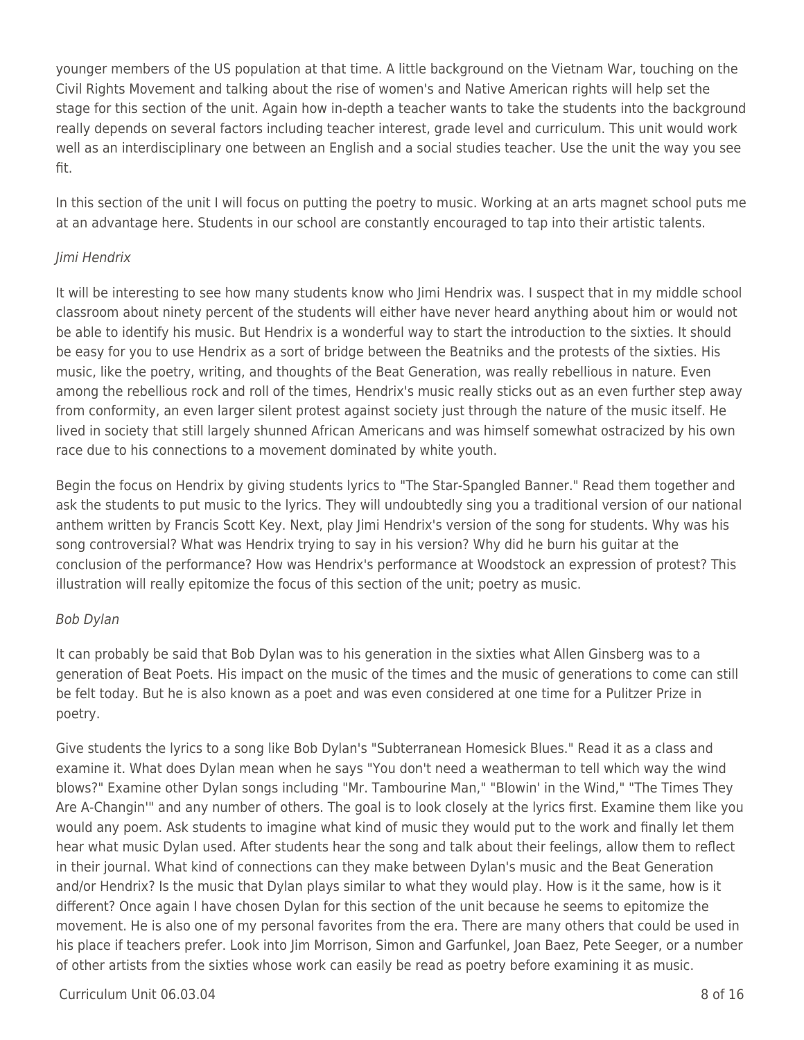younger members of the US population at that time. A little background on the Vietnam War, touching on the Civil Rights Movement and talking about the rise of women's and Native American rights will help set the stage for this section of the unit. Again how in-depth a teacher wants to take the students into the background really depends on several factors including teacher interest, grade level and curriculum. This unit would work well as an interdisciplinary one between an English and a social studies teacher. Use the unit the way you see fit.

In this section of the unit I will focus on putting the poetry to music. Working at an arts magnet school puts me at an advantage here. Students in our school are constantly encouraged to tap into their artistic talents.

*Jimi Hendrix*

It will be interesting to see how many students know who Jimi Hendrix was. I suspect that in my middle school classroom about ninety percent of the students will either have never heard anything about him or would not be able to identify his music. But Hendrix is a wonderful way to start the introduction to the sixties. It should be easy for you to use Hendrix as a sort of bridge between the Beatniks and the protests of the sixties. His music, like the poetry, writing, and thoughts of the Beat Generation, was really rebellious in nature. Even among the rebellious rock and roll of the times, Hendrix's music really sticks out as an even further step away from conformity, an even larger silent protest against society just through the nature of the music itself. He lived in society that still largely shunned African Americans and was himself somewhat ostracized by his own race due to his connections to a movement dominated by white youth.

Begin the focus on Hendrix by giving students lyrics to "The Star-Spangled Banner." Read them together and ask the students to put music to the lyrics. They will undoubtedly sing you a traditional version of our national anthem written by Francis Scott Key. Next, play Jimi Hendrix's version of the song for students. Why was his song controversial? What was Hendrix trying to say in his version? Why did he burn his guitar at the conclusion of the performance? How was Hendrix's performance at Woodstock an expression of protest? This illustration will really epitomize the focus of this section of the unit; poetry as music.

*Bob Dylan*

It can probably be said that Bob Dylan was to his generation in the sixties what Allen Ginsberg was to a generation of Beat Poets. His impact on the music of the times and the music of generations to come can still be felt today. But he is also known as a poet and was even considered at one time for a Pulitzer Prize in poetry.

Give students the lyrics to a song like Bob Dylan's "Subterranean Homesick Blues." Read it as a class and examine it. What does Dylan mean when he says "You don't need a weatherman to tell which way the wind blows?" Examine other Dylan songs including "Mr. Tambourine Man," "Blowin' in the Wind," "The Times They Are A-Changin'" and any number of others. The goal is to look closely at the lyrics first. Examine them like you would any poem. Ask students to imagine what kind of music they would put to the work and finally let them hear what music Dylan used. After students hear the song and talk about their feelings, allow them to reflect in their journal. What kind of connections can they make between Dylan's music and the Beat Generation and/or Hendrix? Is the music that Dylan plays similar to what they would play. How is it the same, how is it different? Once again I have chosen Dylan for this section of the unit because he seems to epitomize the movement. He is also one of my personal favorites from the era. There are many others that could be used in his place if teachers prefer. Look into Jim Morrison, Simon and Garfunkel, Joan Baez, Pete Seeger, or a number of other artists from the sixties whose work can easily be read as poetry before examining it as music.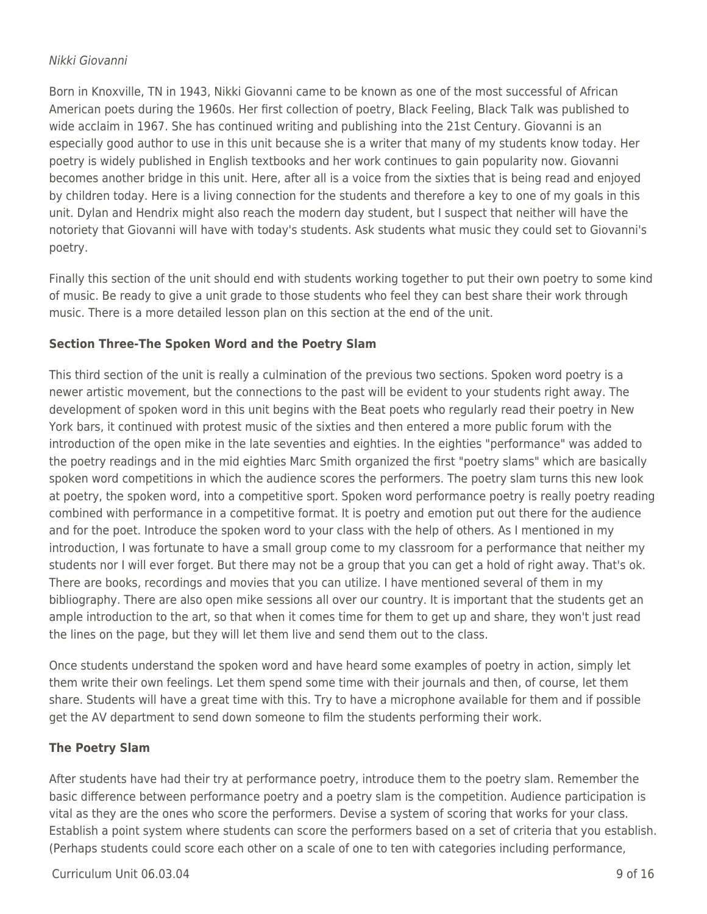*Nikki Giovanni*

Born in Knoxville, TN in 1943, Nikki Giovanni came to be known as one of the most successful of African American poets during the 1960s. Her first collection of poetry, Black Feeling, Black Talk was published to wide acclaim in 1967. She has continued writing and publishing into the 21st Century. Giovanni is an especially good author to use in this unit because she is a writer that many of my students know today. Her poetry is widely published in English textbooks and her work continues to gain popularity now. Giovanni becomes another bridge in this unit. Here, after all is a voice from the sixties that is being read and enjoyed by children today. Here is a living connection for the students and therefore a key to one of my goals in this unit. Dylan and Hendrix might also reach the modern day student, but I suspect that neither will have the notoriety that Giovanni will have with today's students. Ask students what music they could set to Giovanni's poetry.

Finally this section of the unit should end with students working together to put their own poetry to some kind of music. Be ready to give a unit grade to those students who feel they can best share their work through music. There is a more detailed lesson plan on this section at the end of the unit.

**Section Three-The Spoken Word and the Poetry Slam**

This third section of the unit is really a culmination of the previous two sections. Spoken word poetry is a newer artistic movement, but the connections to the past will be evident to your students right away. The development of spoken word in this unit begins with the Beat poets who regularly read their poetry in New York bars, it continued with protest music of the sixties and then entered a more public forum with the introduction of the open mike in the late seventies and eighties. In the eighties "performance" was added to the poetry readings and in the mid eighties Marc Smith organized the first "poetry slams" which are basically spoken word competitions in which the audience scores the performers. The poetry slam turns this new look at poetry, the spoken word, into a competitive sport. Spoken word performance poetry is really poetry reading combined with performance in a competitive format. It is poetry and emotion put out there for the audience and for the poet. Introduce the spoken word to your class with the help of others. As I mentioned in my introduction, I was fortunate to have a small group come to my classroom for a performance that neither my students nor I will ever forget. But there may not be a group that you can get a hold of right away. That's ok. There are books, recordings and movies that you can utilize. I have mentioned several of them in my bibliography. There are also open mike sessions all over our country. It is important that the students get an ample introduction to the art, so that when it comes time for them to get up and share, they won't just read the lines on the page, but they will let them live and send them out to the class.

Once students understand the spoken word and have heard some examples of poetry in action, simply let them write their own feelings. Let them spend some time with their journals and then, of course, let them share. Students will have a great time with this. Try to have a microphone available for them and if possible get the AV department to send down someone to film the students performing their work.

**The Poetry Slam**

After students have had their try at performance poetry, introduce them to the poetry slam. Remember the basic difference between performance poetry and a poetry slam is the competition. Audience participation is vital as they are the ones who score the performers. Devise a system of scoring that works for your class. Establish a point system where students can score the performers based on a set of criteria that you establish. (Perhaps students could score each other on a scale of one to ten with categories including performance,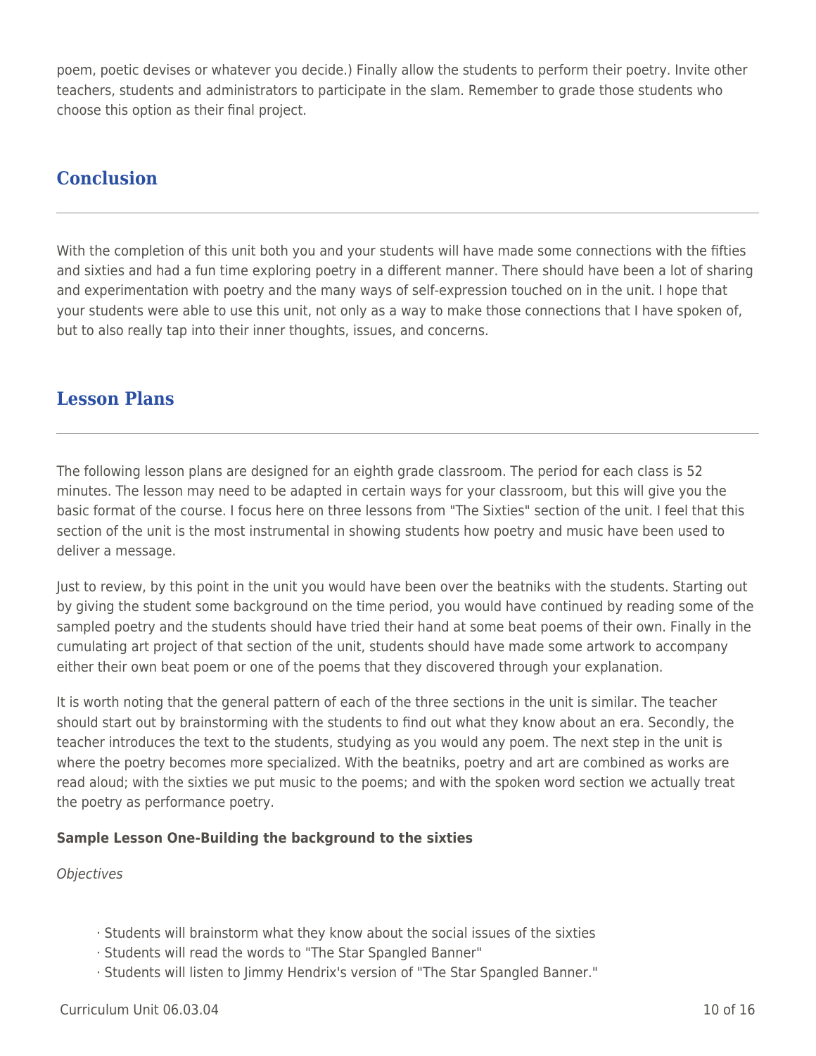poem, poetic devises or whatever you decide.) Finally allow the students to perform their poetry. Invite other teachers, students and administrators to participate in the slam. Remember to grade those students who choose this option as their final project.

## Conclusion

With the completion of this unit both you and your students will have made some connections with the fifties and sixties and had a fun time exploring poetry in a different manner. There should have been a lot of sharing and experimentation with poetry and the many ways of self-expression touched on in the unit. I hope that your students were able to use this unit, not only as a way to make those connections that I have spoken of, but to also really tap into their inner thoughts, issues, and concerns.

## Lesson Plans

The following lesson plans are designed for an eighth grade classroom. The period for each class is 52 minutes. The lesson may need to be adapted in certain ways for your classroom, but this will give you the basic format of the course. I focus here on three lessons from "The Sixties" section of the unit. I feel that this section of the unit is the most instrumental in showing students how poetry and music have been used to deliver a message.

Just to review, by this point in the unit you would have been over the beatniks with the students. Starting out by giving the student some background on the time period, you would have continued by reading some of the sampled poetry and the students should have tried their hand at some beat poems of their own. Finally in the cumulating art project of that section of the unit, students should have made some artwork to accompany either their own beat poem or one of the poems that they discovered through your explanation.

It is worth noting that the general pattern of each of the three sections in the unit is similar. The teacher should start out by brainstorming with the students to find out what they know about an era. Secondly, the teacher introduces the text to the students, studying as you would any poem. The next step in the unit is where the poetry becomes more specialized. With the beatniks, poetry and art are combined as works are read aloud; with the sixties we put music to the poems; and with the spoken word section we actually treat the poetry as performance poetry.

**Sample Lesson One-Building the background to the sixties**

*Objectives*

- Students will brainstorm what they know about the social issues of the sixties
- Students will read the words to "The Star Spangled Banner"
- Students will listen to Jimmy Hendrix's version of "The Star Spangled Banner."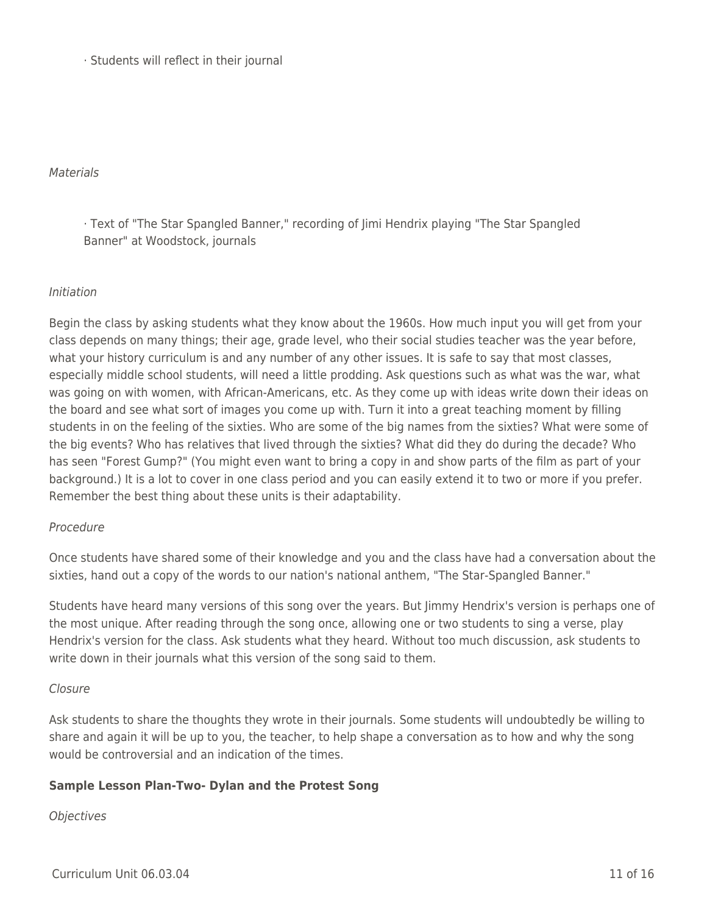· Students will reflect in their journal

*Materials*

· Text of "The Star Spangled Banner," recording of Jimi Hendrix playing "The Star Spangled Banner" at Woodstock, journals

*Initiation*

Begin the class by asking students what they know about the 1960s. How much input you will get from your class depends on many things; their age, grade level, who their social studies teacher was the year before, what your history curriculum is and any number of any other issues. It is safe to say that most classes, especially middle school students, will need a little prodding. Ask questions such as what was the war, what was going on with women, with African-Americans, etc. As they come up with ideas write down their ideas on the board and see what sort of images you come up with. Turn it into a great teaching moment by filling students in on the feeling of the sixties. Who are some of the big names from the sixties? What were some of the big events? Who has relatives that lived through the sixties? What did they do during the decade? Who has seen "Forest Gump?" (You might even want to bring a copy in and show parts of the film as part of your background.) It is a lot to cover in one class period and you can easily extend it to two or more if you prefer. Remember the best thing about these units is their adaptability.

*Procedure*

Once students have shared some of their knowledge and you and the class have had a conversation about the sixties, hand out a copy of the words to our nation's national anthem, "The Star-Spangled Banner."

Students have heard many versions of this song over the years. But Jimmy Hendrix's version is perhaps one of the most unique. After reading through the song once, allowing one or two students to sing a verse, play Hendrix's version for the class. Ask students what they heard. Without too much discussion, ask students to write down in their journals what this version of the song said to them.

*Closure*

Ask students to share the thoughts they wrote in their journals. Some students will undoubtedly be willing to share and again it will be up to you, the teacher, to help shape a conversation as to how and why the song would be controversial and an indication of the times.

**Sample Lesson Plan-Two- Dylan and the Protest Song**

*Objectives*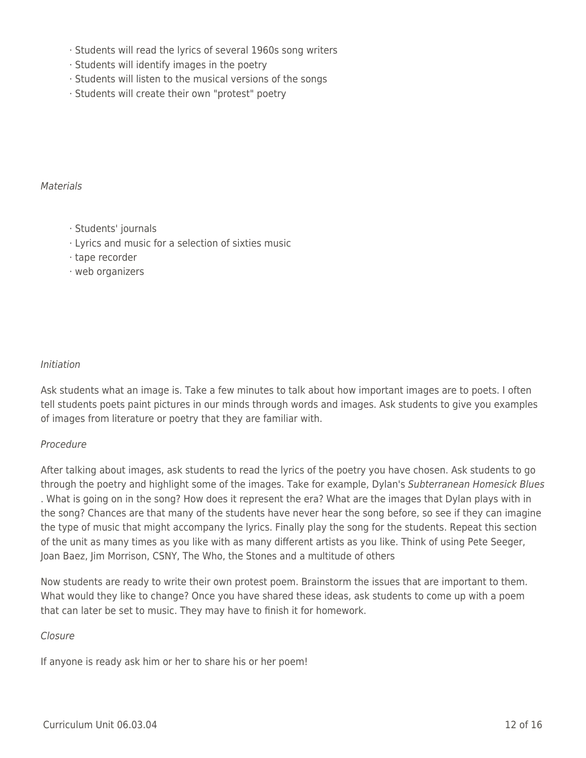- Students will read the lyrics of several 1960s song writers
- Students will identify images in the poetry
- Students will listen to the musical versions of the songs
- Students will create their own "protest" poetry

*Materials*

- Students' journals
- Lyrics and music for a selection of sixties music
- tape recorder
- web organizers

*Initiation*

Ask students what an image is. Take a few minutes to talk about how important images are to poets. I often tell students poets paint pictures in our minds through words and images. Ask students to give you examples of images from literature or poetry that they are familiar with.

*Procedure*

After talking about images, ask students to read the lyrics of the poetry you have chosen. Ask students to go through the poetry and highlight some of the images. Take for example, Dylan's *Subterranean Homesick Blues* . What is going on in the song? How does it represent the era? What are the images that Dylan plays with in the song? Chances are that many of the students have never hear the song before, so see if they can imagine the type of music that might accompany the lyrics. Finally play the song for the students. Repeat this section of the unit as many times as you like with as many different artists as you like. Think of using Pete Seeger, Joan Baez, Jim Morrison, CSNY, The Who, the Stones and a multitude of others

Now students are ready to write their own protest poem. Brainstorm the issues that are important to them. What would they like to change? Once you have shared these ideas, ask students to come up with a poem that can later be set to music. They may have to finish it for homework.

*Closure*

If anyone is ready ask him or her to share his or her poem!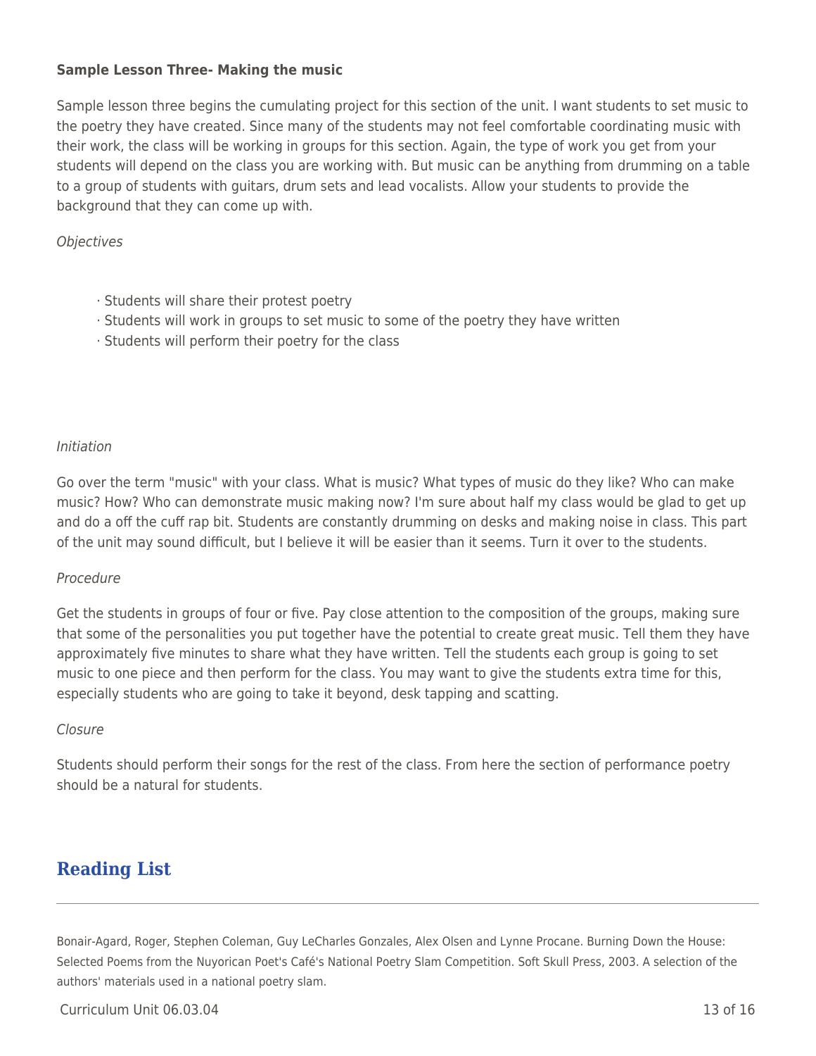**Sample Lesson Three- Making the music**

Sample lesson three begins the cumulating project for this section of the unit. I want students to set music to the poetry they have created. Since many of the students may not feel comfortable coordinating music with their work, the class will be working in groups for this section. Again, the type of work you get from your students will depend on the class you are working with. But music can be anything from drumming on a table to a group of students with guitars, drum sets and lead vocalists. Allow your students to provide the background that they can come up with.

*Objectives*

· Students will share their protest poetry
· Students will work in groups to set music to some of the poetry they have written
· Students will perform their poetry for the class

*Initiation*

Go over the term "music" with your class. What is music? What types of music do they like? Who can make music? How? Who can demonstrate music making now? I'm sure about half my class would be glad to get up and do a off the cuff rap bit. Students are constantly drumming on desks and making noise in class. This part of the unit may sound difficult, but I believe it will be easier than it seems. Turn it over to the students.

*Procedure*

Get the students in groups of four or five. Pay close attention to the composition of the groups, making sure that some of the personalities you put together have the potential to create great music. Tell them they have approximately five minutes to share what they have written. Tell the students each group is going to set music to one piece and then perform for the class. You may want to give the students extra time for this, especially students who are going to take it beyond, desk tapping and scatting.

*Closure*

Students should perform their songs for the rest of the class. From here the section of performance poetry should be a natural for students.

## Reading List

Bonair-Agard, Roger, Stephen Coleman, Guy LeCharles Gonzales, Alex Olsen and Lynne Procane. Burning Down the House: Selected Poems from the Nuyorican Poet's Café's National Poetry Slam Competition. Soft Skull Press, 2003. A selection of the authors' materials used in a national poetry slam.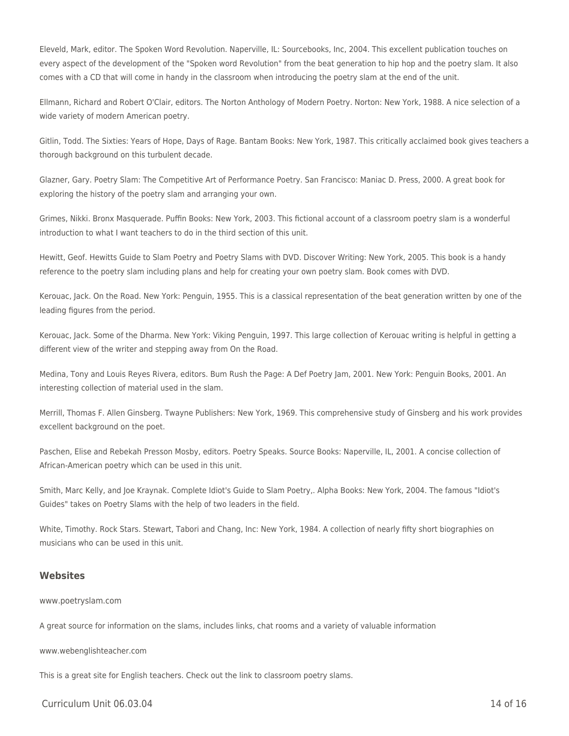Eleveld, Mark, editor. The Spoken Word Revolution. Naperville, IL: Sourcebooks, Inc, 2004. This excellent publication touches on every aspect of the development of the "Spoken word Revolution" from the beat generation to hip hop and the poetry slam. It also comes with a CD that will come in handy in the classroom when introducing the poetry slam at the end of the unit.

Ellmann, Richard and Robert O'Clair, editors. The Norton Anthology of Modern Poetry. Norton: New York, 1988. A nice selection of a wide variety of modern American poetry.

Gitlin, Todd. The Sixties: Years of Hope, Days of Rage. Bantam Books: New York, 1987. This critically acclaimed book gives teachers a thorough background on this turbulent decade.

Glazner, Gary. Poetry Slam: The Competitive Art of Performance Poetry. San Francisco: Maniac D. Press, 2000. A great book for exploring the history of the poetry slam and arranging your own.

Grimes, Nikki. Bronx Masquerade. Puffin Books: New York, 2003. This fictional account of a classroom poetry slam is a wonderful introduction to what I want teachers to do in the third section of this unit.

Hewitt, Geof. Hewitts Guide to Slam Poetry and Poetry Slams with DVD. Discover Writing: New York, 2005. This book is a handy reference to the poetry slam including plans and help for creating your own poetry slam. Book comes with DVD.

Kerouac, Jack. On the Road. New York: Penguin, 1955. This is a classical representation of the beat generation written by one of the leading figures from the period.

Kerouac, Jack. Some of the Dharma. New York: Viking Penguin, 1997. This large collection of Kerouac writing is helpful in getting a different view of the writer and stepping away from On the Road.

Medina, Tony and Louis Reyes Rivera, editors. Bum Rush the Page: A Def Poetry Jam, 2001. New York: Penguin Books, 2001. An interesting collection of material used in the slam.

Merrill, Thomas F. Allen Ginsberg. Twayne Publishers: New York, 1969. This comprehensive study of Ginsberg and his work provides excellent background on the poet.

Paschen, Elise and Rebekah Presson Mosby, editors. Poetry Speaks. Source Books: Naperville, IL, 2001. A concise collection of African-American poetry which can be used in this unit.

Smith, Marc Kelly, and Joe Kraynak. Complete Idiot's Guide to Slam Poetry,. Alpha Books: New York, 2004. The famous "Idiot's Guides" takes on Poetry Slams with the help of two leaders in the field.

White, Timothy. Rock Stars. Stewart, Tabori and Chang, Inc: New York, 1984. A collection of nearly fifty short biographies on musicians who can be used in this unit.

### Websites

www.poetryslam.com

A great source for information on the slams, includes links, chat rooms and a variety of valuable information

www.webenglishteacher.com

This is a great site for English teachers. Check out the link to classroom poetry slams.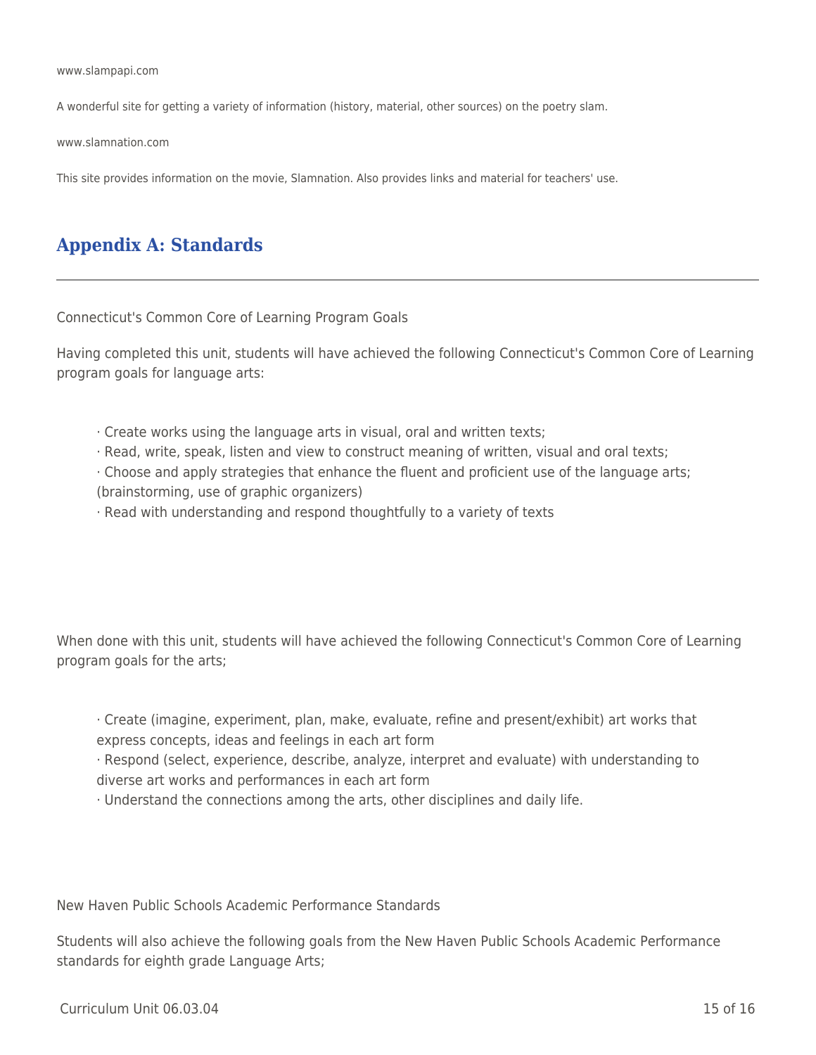www.slampapi.com

A wonderful site for getting a variety of information (history, material, other sources) on the poetry slam.

www.slamnation.com

This site provides information on the movie, Slamnation. Also provides links and material for teachers' use.

## Appendix A: Standards

Connecticut's Common Core of Learning Program Goals

Having completed this unit, students will have achieved the following Connecticut's Common Core of Learning program goals for language arts:

- Create works using the language arts in visual, oral and written texts;
- Read, write, speak, listen and view to construct meaning of written, visual and oral texts;
- Choose and apply strategies that enhance the fluent and proficient use of the language arts; (brainstorming, use of graphic organizers)
- Read with understanding and respond thoughtfully to a variety of texts

When done with this unit, students will have achieved the following Connecticut's Common Core of Learning program goals for the arts;

- Create (imagine, experiment, plan, make, evaluate, refine and present/exhibit) art works that express concepts, ideas and feelings in each art form
- Respond (select, experience, describe, analyze, interpret and evaluate) with understanding to diverse art works and performances in each art form
- Understand the connections among the arts, other disciplines and daily life.

New Haven Public Schools Academic Performance Standards

Students will also achieve the following goals from the New Haven Public Schools Academic Performance standards for eighth grade Language Arts;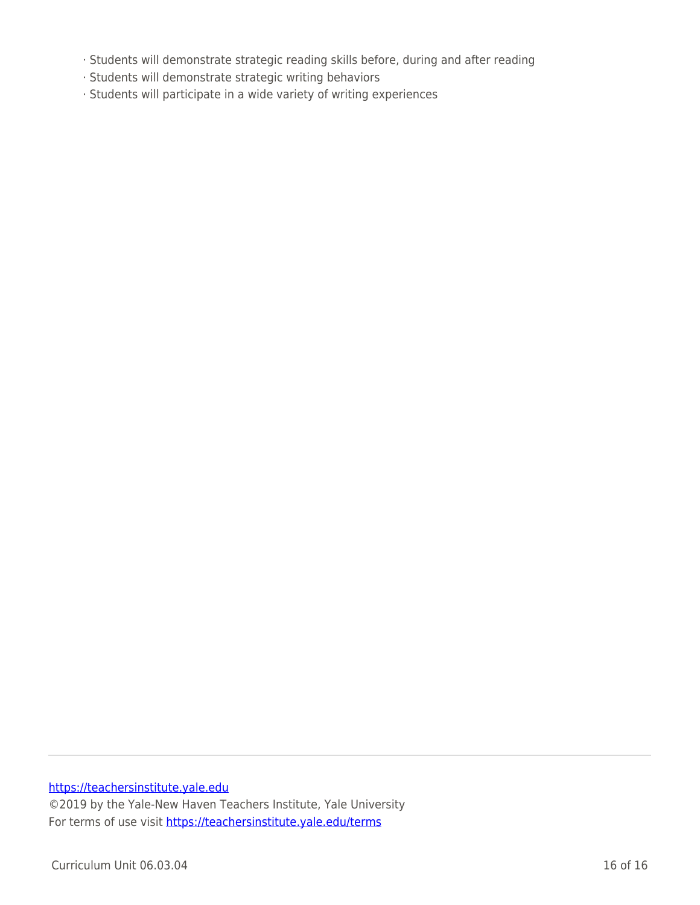· Students will demonstrate strategic reading skills before, during and after reading

· Students will demonstrate strategic writing behaviors

· Students will participate in a wide variety of writing experiences